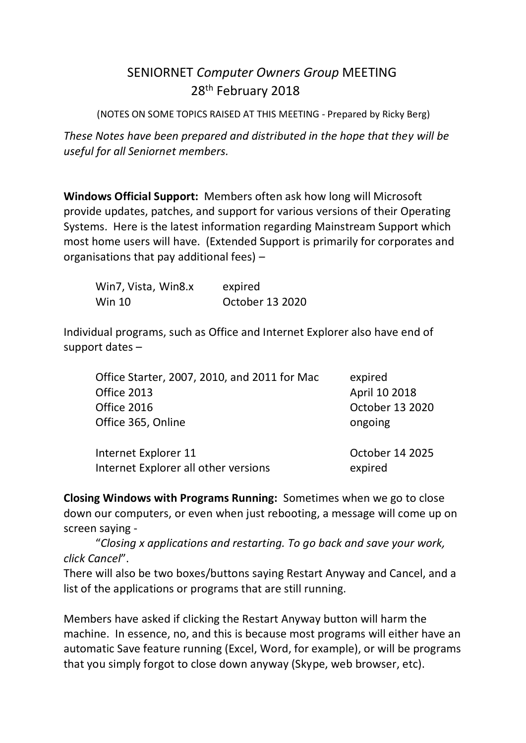# SENIORNET *Computer Owners Group* MEETING
## 28th February 2018

(NOTES ON SOME TOPICS RAISED AT THIS MEETING - Prepared by Ricky Berg)

*These Notes have been prepared and distributed in the hope that they will be useful for all Seniornet members.*

**Windows Official Support:** Members often ask how long will Microsoft provide updates, patches, and support for various versions of their Operating Systems. Here is the latest information regarding Mainstream Support which most home users will have. (Extended Support is primarily for corporates and organisations that pay additional fees) –

| | |
|---|---|
| Win7, Vista, Win8.x | expired |
| Win 10 | October 13 2020 |

Individual programs, such as Office and Internet Explorer also have end of support dates –

| | |
|---|---|
| Office Starter, 2007, 2010, and 2011 for Mac | expired |
| Office 2013 | April 10 2018 |
| Office 2016 | October 13 2020 |
| Office 365, Online | ongoing |
| Internet Explorer 11 | October 14 2025 |
| Internet Explorer all other versions | expired |

**Closing Windows with Programs Running:** Sometimes when we go to close down our computers, or even when just rebooting, a message will come up on screen saying -

"*Closing x applications and restarting. To go back and save your work, click Cancel*".

There will also be two boxes/buttons saying Restart Anyway and Cancel, and a list of the applications or programs that are still running.

Members have asked if clicking the Restart Anyway button will harm the machine. In essence, no, and this is because most programs will either have an automatic Save feature running (Excel, Word, for example), or will be programs that you simply forgot to close down anyway (Skype, web browser, etc).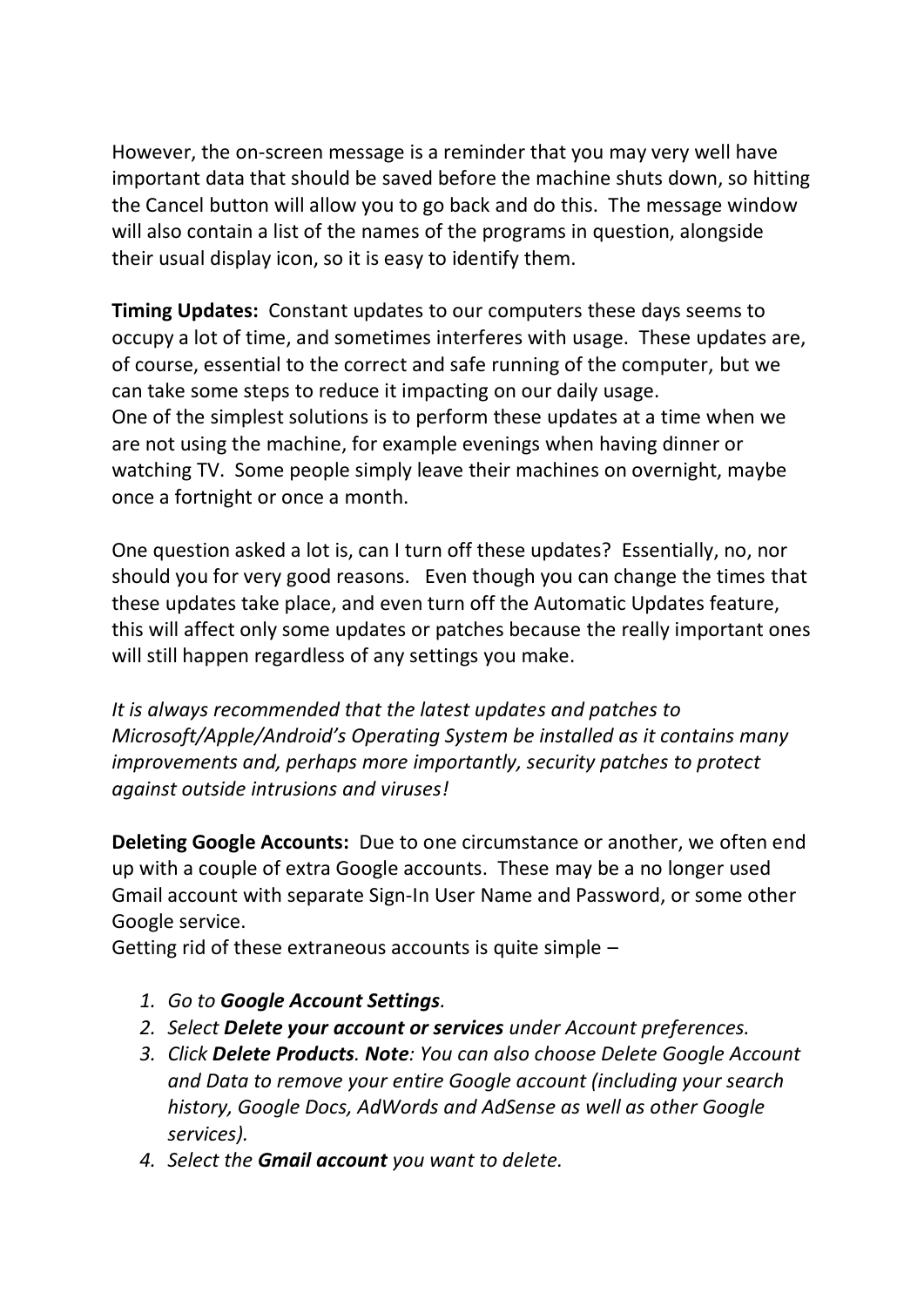However, the on-screen message is a reminder that you may very well have important data that should be saved before the machine shuts down, so hitting the Cancel button will allow you to go back and do this. The message window will also contain a list of the names of the programs in question, alongside their usual display icon, so it is easy to identify them.

**Timing Updates:** Constant updates to our computers these days seems to occupy a lot of time, and sometimes interferes with usage. These updates are, of course, essential to the correct and safe running of the computer, but we can take some steps to reduce it impacting on our daily usage.
One of the simplest solutions is to perform these updates at a time when we are not using the machine, for example evenings when having dinner or watching TV. Some people simply leave their machines on overnight, maybe once a fortnight or once a month.

One question asked a lot is, can I turn off these updates? Essentially, no, nor should you for very good reasons. Even though you can change the times that these updates take place, and even turn off the Automatic Updates feature, this will affect only some updates or patches because the really important ones will still happen regardless of any settings you make.

*It is always recommended that the latest updates and patches to Microsoft/Apple/Android's Operating System be installed as it contains many improvements and, perhaps more importantly, security patches to protect against outside intrusions and viruses!*

**Deleting Google Accounts:** Due to one circumstance or another, we often end up with a couple of extra Google accounts. These may be a no longer used Gmail account with separate Sign-In User Name and Password, or some other Google service.
Getting rid of these extraneous accounts is quite simple –

1. *Go to **Google Account Settings**.*
2. *Select **Delete your account or services** under Account preferences.*
3. *Click **Delete Products**. **Note**: You can also choose Delete Google Account and Data to remove your entire Google account (including your search history, Google Docs, AdWords and AdSense as well as other Google services).*
4. *Select the **Gmail account** you want to delete.*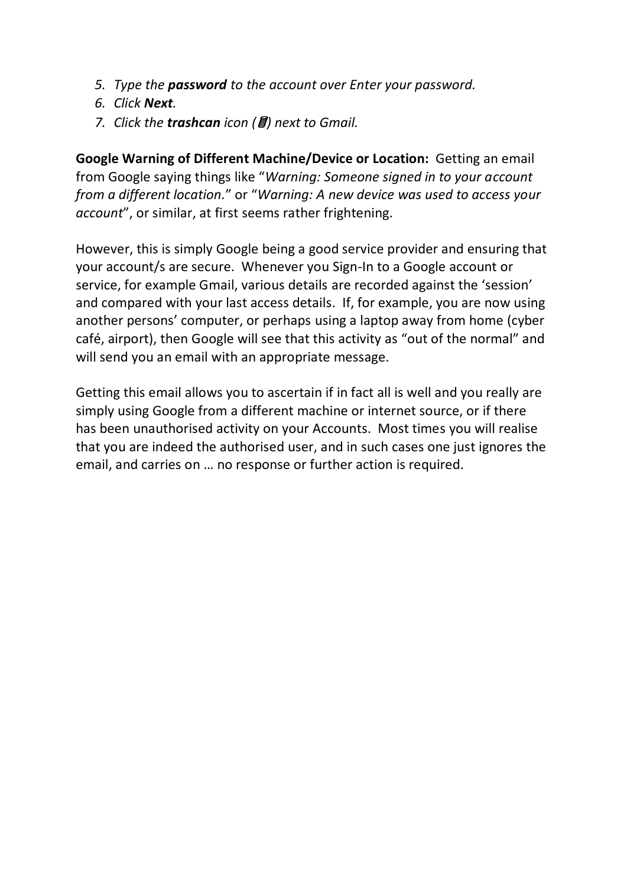5. *Type the* ***password*** *to the account over Enter your password.*
6. *Click* ***Next****.*
7. *Click the* ***trashcan*** *icon (🗑) next to Gmail.*

**Google Warning of Different Machine/Device or Location:** Getting an email from Google saying things like "*Warning: Someone signed in to your account from a different location.*" or "*Warning: A new device was used to access your account*", or similar, at first seems rather frightening.

However, this is simply Google being a good service provider and ensuring that your account/s are secure. Whenever you Sign-In to a Google account or service, for example Gmail, various details are recorded against the 'session' and compared with your last access details. If, for example, you are now using another persons' computer, or perhaps using a laptop away from home (cyber café, airport), then Google will see that this activity as "out of the normal" and will send you an email with an appropriate message.

Getting this email allows you to ascertain if in fact all is well and you really are simply using Google from a different machine or internet source, or if there has been unauthorised activity on your Accounts. Most times you will realise that you are indeed the authorised user, and in such cases one just ignores the email, and carries on … no response or further action is required.